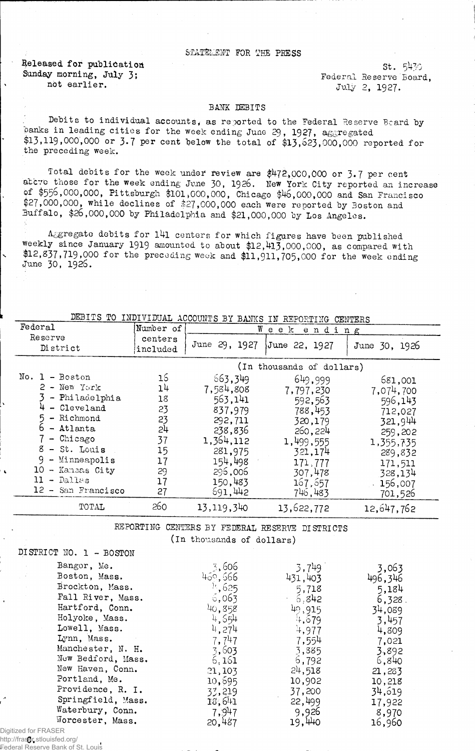STATEMENT FOR THE PRESS

Released for publication
Sunday morning, July 3;
not earlier.

St. 5430
Federal Reserve Board,
July 2, 1927.

BANK DEBITS

Debits to individual accounts, as reported to the Federal Reserve Board by banks in leading cities for the week ending June 29, 1927, aggregated $13,119,000,000 or 3.7 per cent below the total of $13,623,000,000 reported for the preceding week.

Total debits for the week under review are $472,000,000 or 3.7 per cent above those for the week ending June 30, 1926. New York City reported an increase of $556,000,000, Pittsburgh $101,000,000, Chicago $46,000,000 and San Francisco $27,000,000, while declines of $27,000,000 each were reported by Boston and Buffalo, $26,000,000 by Philadelphia and $21,000,000 by Los Angeles.

Aggregate debits for 141 centers for which figures have been published weekly since January 1919 amounted to about $12,413,000,000, as compared with $12,837,719,000 for the preceding week and $11,911,705,000 for the week ending June 30, 1926.

DEBITS TO INDIVIDUAL ACCOUNTS BY BANKS IN REPORTING CENTERS

| Federal Reserve District | Number of centers included | Week ending | | |
|---|---|---|---|---|
| | | June 29, 1927 | June 22, 1927 | June 30, 1926 |
| | | (In thousands of dollars) | | |
| No. 1 - Boston | 16 | 663,349 | 649,999 | 681,001 |
| 2 - New York | 14 | 7,584,808 | 7,797,230 | 7,074,700 |
| 3 - Philadelphia | 18 | 563,141 | 592,563 | 596,143 |
| 4 - Cleveland | 23 | 837,979 | 788,453 | 712,027 |
| 5 - Richmond | 23 | 292,711 | 320,179 | 321,944 |
| 6 - Atlanta | 24 | 238,836 | 260,224 | 259,202 |
| 7 - Chicago | 37 | 1,364,112 | 1,499,555 | 1,355,735 |
| 8 - St. Louis | 15 | 281,975 | 321,174 | 289,832 |
| 9 - Minneapolis | 17 | 154,498 | 171,777 | 171,511 |
| 10 - Kansas City | 29 | 296,006 | 307,478 | 328,134 |
| 11 - Dallas | 17 | 150,483 | 167,657 | 156,007 |
| 12 - San Francisco | 27 | 691,442 | 746,483 | 701,526 |
| TOTAL | 260 | 13,119,340 | 13,622,772 | 12,647,762 |

REPORTING CENTERS BY FEDERAL RESERVE DISTRICTS
(In thousands of dollars)

DISTRICT NO. 1 - BOSTON

| | June 29, 1927 | June 22, 1927 | June 30, 1926 |
|---|---|---|---|
| Bangor, Me. | 3,606 | 3,749 | 3,063 |
| Boston, Mass. | 469,566 | 431,403 | 496,346 |
| Brockton, Mass. | 5,625 | 5,718 | 5,184 |
| Fall River, Mass. | 6,063 | 6,842 | 6,328 |
| Hartford, Conn. | 40,358 | 49,915 | 34,089 |
| Holyoke, Mass. | 4,654 | 4,679 | 3,457 |
| Lowell, Mass. | 4,274 | 4,977 | 4,809 |
| Lynn, Mass. | 7,747 | 7,554 | 7,021 |
| Manchester, N. H. | 3,603 | 3,885 | 3,892 |
| New Bedford, Mass. | 6,161 | 6,792 | 6,840 |
| New Haven, Conn. | 21,103 | 24,518 | 21,283 |
| Portland, Me. | 10,695 | 10,902 | 10,218 |
| Providence, R. I. | 37,219 | 37,200 | 34,619 |
| Springfield, Mass. | 18,641 | 22,499 | 17,922 |
| Waterbury, Conn. | 7,947 | 9,926 | 8,970 |
| Worcester, Mass. | 20,487 | 19,440 | 16,960 |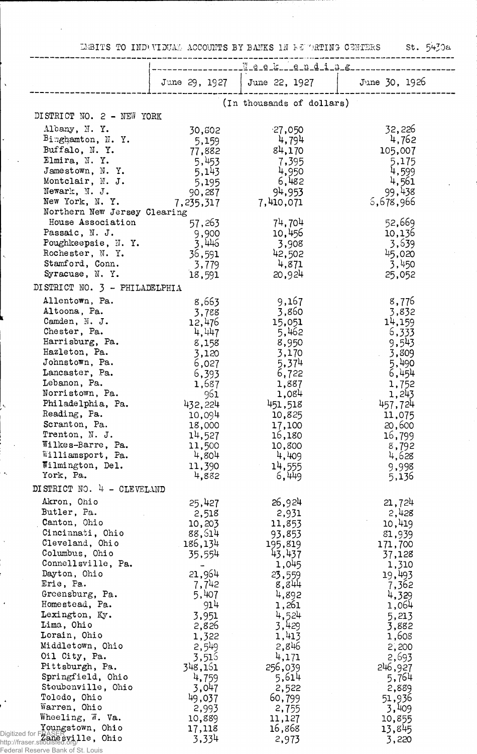DEBITS TO INDIVIDUAL ACCOUNTS BY BANKS IN REPORTING CENTERS St. 5430a

| | Week ending | | |
|---|---|---|---|
| | June 29, 1927 | June 22, 1927 | June 30, 1926 |
| | (In thousands of dollars) | | |
| DISTRICT NO. 2 - NEW YORK | | | |
| Albany, N. Y. | 30,802 | 27,050 | 32,226 |
| Binghamton, N. Y. | 5,159 | 4,794 | 4,762 |
| Buffalo, N. Y. | 77,882 | 84,170 | 105,007 |
| Elmira, N. Y. | 5,453 | 7,395 | 5,175 |
| Jamestown, N. Y. | 5,143 | 4,950 | 4,599 |
| Montclair, N. J. | 5,195 | 6,482 | 4,561 |
| Newark, N. J. | 90,287 | 94,953 | 99,438 |
| New York, N. Y. | 7,235,317 | 7,410,071 | 6,678,966 |
| Northern New Jersey Clearing House Association | 57,263 | 74,704 | 52,669 |
| Passaic, N. J. | 9,900 | 10,456 | 10,136 |
| Poughkeepsie, N. Y. | 3,446 | 3,908 | 3,639 |
| Rochester, N. Y. | 36,591 | 42,502 | 45,020 |
| Stamford, Conn. | 3,779 | 4,871 | 3,450 |
| Syracuse, N. Y. | 18,591 | 20,924 | 25,052 |
| DISTRICT NO. 3 - PHILADELPHIA | | | |
| Allentown, Pa. | 8,663 | 9,167 | 8,776 |
| Altoona, Pa. | 3,788 | 3,860 | 3,832 |
| Camden, N. J. | 12,476 | 15,051 | 14,159 |
| Chester, Pa. | 4,447 | 5,462 | 6,333 |
| Harrisburg, Pa. | 8,158 | 8,950 | 9,543 |
| Hazleton, Pa. | 3,120 | 3,170 | 3,809 |
| Johnstown, Pa. | 6,027 | 5,374 | 5,490 |
| Lancaster, Pa. | 6,393 | 6,722 | 6,454 |
| Lebanon, Pa. | 1,687 | 1,887 | 1,752 |
| Norristown, Pa. | 961 | 1,084 | 1,243 |
| Philadelphia, Pa. | 432,224 | 451,518 | 457,724 |
| Reading, Pa. | 10,094 | 10,825 | 11,075 |
| Scranton, Pa. | 18,000 | 17,100 | 20,600 |
| Trenton, N. J. | 14,527 | 16,180 | 16,799 |
| Wilkes-Barre, Pa. | 11,500 | 10,800 | 8,792 |
| Williamsport, Pa. | 4,804 | 4,409 | 4,628 |
| Wilmington, Del. | 11,390 | 14,555 | 9,998 |
| York, Pa. | 4,882 | 6,449 | 5,136 |
| DISTRICT NO. 4 - CLEVELAND | | | |
| Akron, Ohio | 25,427 | 26,924 | 21,724 |
| Butler, Pa. | 2,518 | 2,931 | 2,428 |
| Canton, Ohio | 10,203 | 11,853 | 10,419 |
| Cincinnati, Ohio | 88,614 | 93,853 | 81,939 |
| Cleveland, Ohio | 186,134 | 195,819 | 171,700 |
| Columbus, Ohio | 35,554 | 43,437 | 37,128 |
| Connellsville, Pa. | - | 1,045 | 1,310 |
| Dayton, Ohio | 21,964 | 23,559 | 19,493 |
| Erie, Pa. | 7,742 | 8,844 | 7,362 |
| Greensburg, Pa. | 5,407 | 4,892 | 4,329 |
| Homestead, Pa. | 914 | 1,261 | 1,064 |
| Lexington, Ky. | 3,951 | 4,524 | 5,213 |
| Lima, Ohio | 2,826 | 3,429 | 3,882 |
| Lorain, Ohio | 1,322 | 1,413 | 1,608 |
| Middletown, Ohio | 2,549 | 2,846 | 2,200 |
| Oil City, Pa. | 3,516 | 4,171 | 2,693 |
| Pittsburgh, Pa. | 348,161 | 256,039 | 246,927 |
| Springfield, Ohio | 4,759 | 5,614 | 5,764 |
| Steubenville, Ohio | 3,047 | 2,522 | 2,889 |
| Toledo, Ohio | 49,037 | 60,799 | 51,936 |
| Warren, Ohio | 2,993 | 2,755 | 3,409 |
| Wheeling, W. Va. | 10,889 | 11,127 | 10,855 |
| Youngstown, Ohio | 17,118 | 16,868 | 13,845 |
| Zanesville, Ohio | 3,334 | 2,973 | 3,220 |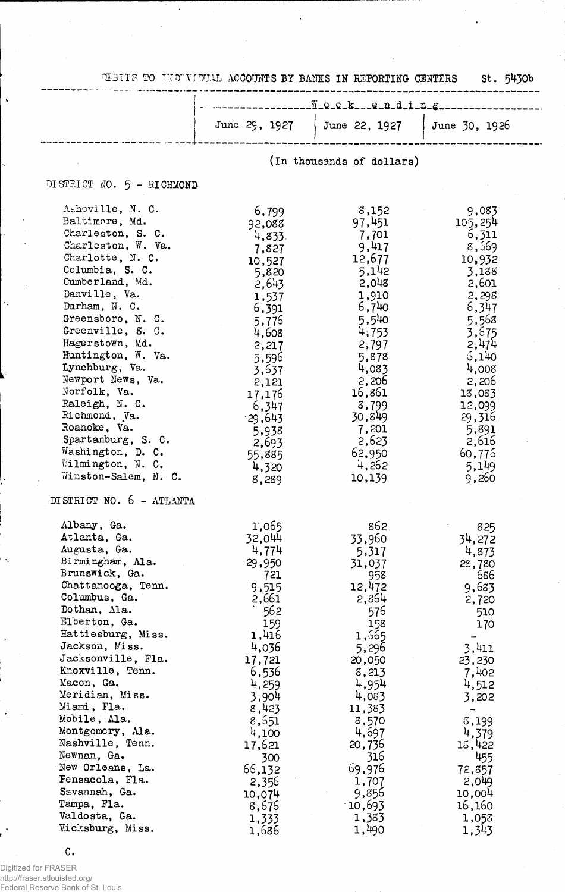DEBITS TO INDIVIDUAL ACCOUNTS BY BANKS IN REPORTING CENTERS St. 5430b

| | Week ending | | |
|---|---|---|---|
| | June 29, 1927 | June 22, 1927 | June 30, 1926 |
| | (In thousands of dollars) | | |
| **DISTRICT NO. 5 - RICHMOND** | | | |
| Asheville, N. C. | 6,799 | 8,152 | 9,083 |
| Baltimore, Md. | 92,088 | 97,451 | 105,254 |
| Charleston, S. C. | 4,833 | 7,701 | 6,311 |
| Charleston, W. Va. | 7,827 | 9,417 | 8,369 |
| Charlotte, N. C. | 10,527 | 12,677 | 10,932 |
| Columbia, S. C. | 5,820 | 5,142 | 3,188 |
| Cumberland, Md. | 2,643 | 2,048 | 2,601 |
| Danville, Va. | 1,537 | 1,910 | 2,298 |
| Durham, N. C. | 6,391 | 6,740 | 6,347 |
| Greensboro, N. C. | 5,776 | 5,540 | 5,568 |
| Greenville, S. C. | 4,608 | 4,753 | 3,675 |
| Hagerstown, Md. | 2,217 | 2,797 | 2,474 |
| Huntington, W. Va. | 5,596 | 5,878 | 6,140 |
| Lynchburg, Va. | 3,637 | 4,083 | 4,008 |
| Newport News, Va. | 2,121 | 2,206 | 2,206 |
| Norfolk, Va. | 17,176 | 16,861 | 18,083 |
| Raleigh, N. C. | 6,347 | 8,799 | 12,099 |
| Richmond, Va. | 29,643 | 30,849 | 29,316 |
| Roanoke, Va. | 5,938 | 7,201 | 5,891 |
| Spartanburg, S. C. | 2,693 | 2,623 | 2,616 |
| Washington, D. C. | 55,885 | 62,950 | 60,776 |
| Wilmington, N. C. | 4,320 | 4,262 | 5,149 |
| Winston-Salem, N. C. | 8,289 | 10,139 | 9,260 |
| **DISTRICT NO. 6 - ATLANTA** | | | |
| Albany, Ga. | 1,065 | 862 | 825 |
| Atlanta, Ga. | 32,044 | 33,960 | 34,272 |
| Augusta, Ga. | 4,774 | 5,317 | 4,873 |
| Birmingham, Ala. | 29,950 | 31,037 | 28,780 |
| Brunswick, Ga. | 721 | 958 | 686 |
| Chattanooga, Tenn. | 9,515 | 12,472 | 9,683 |
| Columbus, Ga. | 2,661 | 2,864 | 2,720 |
| Dothan, Ala. | 562 | 576 | 510 |
| Elberton, Ga. | 159 | 158 | 170 |
| Hattiesburg, Miss. | 1,416 | 1,665 | - |
| Jackson, Miss. | 4,036 | 5,296 | 3,411 |
| Jacksonville, Fla. | 17,721 | 20,050 | 23,230 |
| Knoxville, Tenn. | 6,536 | 8,213 | 7,402 |
| Macon, Ga. | 4,259 | 4,954 | 4,512 |
| Meridian, Miss. | 3,904 | 4,083 | 3,202 |
| Miami, Fla. | 8,423 | 11,383 | - |
| Mobile, Ala. | 8,651 | 8,570 | 8,199 |
| Montgomery, Ala. | 4,100 | 4,697 | 4,379 |
| Nashville, Tenn. | 17,621 | 20,736 | 18,422 |
| Newnan, Ga. | 300 | 316 | 455 |
| New Orleans, La. | 66,132 | 69,976 | 72,857 |
| Pensacola, Fla. | 2,356 | 1,707 | 2,049 |
| Savannah, Ga. | 10,074 | 9,856 | 10,004 |
| Tampa, Fla. | 8,676 | 10,693 | 16,160 |
| Valdosta, Ga. | 1,333 | 1,383 | 1,058 |
| Vicksburg, Miss. | 1,686 | 1,490 | 1,343 |

C.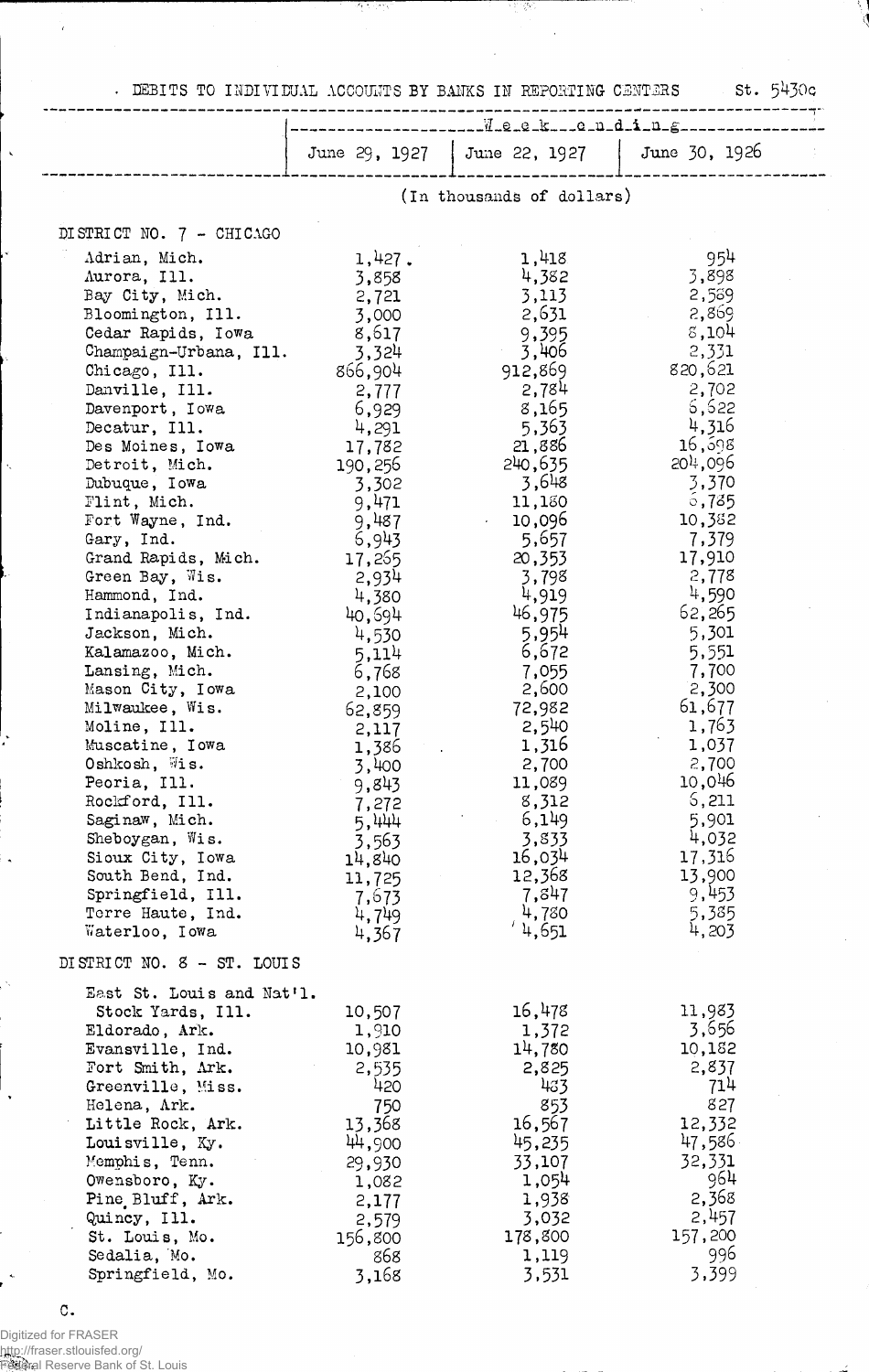DEBITS TO INDIVIDUAL ACCOUNTS BY BANKS IN REPORTING CENTERS St. 5430c

| | Week ending | | |
|---|---|---|---|
| | June 29, 1927 | June 22, 1927 | June 30, 1926 |
| | (In thousands of dollars) | | |
| **DISTRICT NO. 7 - CHICAGO** | | | |
| Adrian, Mich. | 1,427 | 1,418 | 954 |
| Aurora, Ill. | 3,858 | 4,382 | 3,898 |
| Bay City, Mich. | 2,721 | 3,113 | 2,569 |
| Bloomington, Ill. | 3,000 | 2,631 | 2,869 |
| Cedar Rapids, Iowa | 8,617 | 9,395 | 8,104 |
| Champaign-Urbana, Ill. | 3,324 | 3,406 | 2,331 |
| Chicago, Ill. | 866,904 | 912,869 | 820,621 |
| Danville, Ill. | 2,777 | 2,784 | 2,702 |
| Davenport, Iowa | 6,929 | 8,165 | 6,622 |
| Decatur, Ill. | 4,291 | 5,363 | 4,316 |
| Des Moines, Iowa | 17,782 | 21,886 | 16,698 |
| Detroit, Mich. | 190,256 | 240,635 | 204,096 |
| Dubuque, Iowa | 3,302 | 3,648 | 3,370 |
| Flint, Mich. | 9,471 | 11,180 | 6,785 |
| Fort Wayne, Ind. | 9,487 | 10,096 | 10,382 |
| Gary, Ind. | 6,943 | 5,657 | 7,379 |
| Grand Rapids, Mich. | 17,265 | 20,353 | 17,910 |
| Green Bay, Wis. | 2,934 | 3,798 | 2,778 |
| Hammond, Ind. | 4,380 | 4,919 | 4,590 |
| Indianapolis, Ind. | 40,694 | 46,975 | 62,265 |
| Jackson, Mich. | 4,530 | 5,954 | 5,301 |
| Kalamazoo, Mich. | 5,114 | 6,672 | 5,551 |
| Lansing, Mich. | 6,768 | 7,055 | 7,700 |
| Mason City, Iowa | 2,100 | 2,600 | 2,300 |
| Milwaukee, Wis. | 62,859 | 72,982 | 61,677 |
| Moline, Ill. | 2,117 | 2,540 | 1,763 |
| Muscatine, Iowa | 1,386 | 1,316 | 1,037 |
| Oshkosh, Wis. | 3,400 | 2,700 | 2,700 |
| Peoria, Ill. | 9,843 | 11,089 | 10,046 |
| Rockford, Ill. | 7,272 | 8,312 | 6,211 |
| Saginaw, Mich. | 5,444 | 6,149 | 5,901 |
| Sheboygan, Wis. | 3,563 | 3,833 | 4,032 |
| Sioux City, Iowa | 14,840 | 16,034 | 17,316 |
| South Bend, Ind. | 11,725 | 12,368 | 13,900 |
| Springfield, Ill. | 7,673 | 7,847 | 9,453 |
| Terre Haute, Ind. | 4,749 | 4,780 | 5,385 |
| Waterloo, Iowa | 4,367 | 4,651 | 4,203 |
| **DISTRICT NO. 8 - ST. LOUIS** | | | |
| East St. Louis and Nat'l. Stock Yards, Ill. | 10,507 | 16,478 | 11,983 |
| Eldorado, Ark. | 1,910 | 1,372 | 3,656 |
| Evansville, Ind. | 10,981 | 14,780 | 10,182 |
| Fort Smith, Ark. | 2,535 | 2,825 | 2,837 |
| Greenville, Miss. | 420 | 483 | 714 |
| Helena, Ark. | 750 | 853 | 827 |
| Little Rock, Ark. | 13,368 | 16,567 | 12,332 |
| Louisville, Ky. | 44,900 | 45,235 | 47,586 |
| Memphis, Tenn. | 29,930 | 33,107 | 32,331 |
| Owensboro, Ky. | 1,082 | 1,054 | 964 |
| Pine Bluff, Ark. | 2,177 | 1,938 | 2,368 |
| Quincy, Ill. | 2,579 | 3,032 | 2,457 |
| St. Louis, Mo. | 156,800 | 178,800 | 157,200 |
| Sedalia, Mo. | 868 | 1,119 | 996 |
| Springfield, Mo. | 3,168 | 3,531 | 3,399 |

C.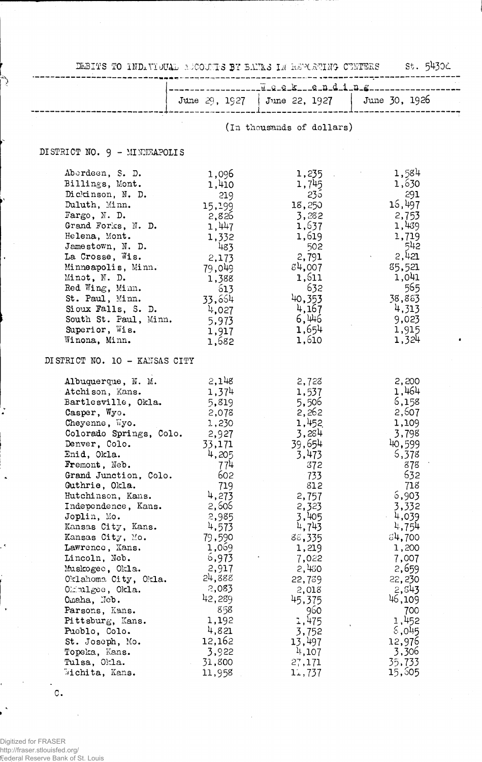DEBITS TO INDIVIDUAL ACCOUNTS BY BANKS IN REPORTING CENTERS St. 5430c

| | Week ending | | |
|---|---|---|---|
| | June 29, 1927 | June 22, 1927 | June 30, 1926 |
| | (In thousands of dollars) | | |
| **DISTRICT NO. 9 - MINNEAPOLIS** | | | |
| Aberdeen, S. D. | 1,096 | 1,235 | 1,584 |
| Billings, Mont. | 1,410 | 1,745 | 1,630 |
| Dickinson, N. D. | 219 | 236 | 291 |
| Duluth, Minn. | 15,199 | 18,250 | 16,497 |
| Fargo, N. D. | 2,826 | 3,282 | 2,753 |
| Grand Forks, N. D. | 1,447 | 1,637 | 1,489 |
| Helena, Mont. | 1,332 | 1,619 | 1,719 |
| Jamestown, N. D. | 483 | 502 | 542 |
| La Crosse, Wis. | 2,173 | 2,791 | 2,421 |
| Minneapolis, Minn. | 79,049 | 84,007 | 85,521 |
| Minot, N. D. | 1,388 | 1,611 | 1,041 |
| Red Wing, Minn. | 613 | 632 | 565 |
| St. Paul, Minn. | 33,664 | 40,353 | 38,883 |
| Sioux Falls, S. D. | 4,027 | 4,167 | 4,313 |
| South St. Paul, Minn. | 5,973 | 6,446 | 9,023 |
| Superior, Wis. | 1,917 | 1,654 | 1,915 |
| Winona, Minn. | 1,682 | 1,610 | 1,324 |
| **DISTRICT NO. 10 - KANSAS CITY** | | | |
| Albuquerque, N. M. | 2,148 | 2,728 | 2,200 |
| Atchison, Kans. | 1,374 | 1,537 | 1,464 |
| Bartlesville, Okla. | 5,819 | 5,506 | 6,158 |
| Casper, Wyo. | 2,078 | 2,262 | 2,607 |
| Cheyenne, Wyo. | 1,230 | 1,452 | 1,109 |
| Colorado Springs, Colo. | 2,927 | 3,284 | 3,798 |
| Denver, Colo. | 33,171 | 39,654 | 40,599 |
| Enid, Okla. | 4,205 | 3,473 | 6,378 |
| Fremont, Neb. | 774 | 872 | 878 |
| Grand Junction, Colo. | 602 | 733 | 632 |
| Guthrie, Okla. | 719 | 812 | 718 |
| Hutchinson, Kans. | 4,273 | 2,757 | 6,903 |
| Independence, Kans. | 2,606 | 2,323 | 3,332 |
| Joplin, Mo. | 2,985 | 3,405 | 4,039 |
| Kansas City, Kans. | 4,573 | 4,743 | 4,754 |
| Kansas City, Mo. | 79,590 | 88,335 | 84,700 |
| Lawrence, Kans. | 1,069 | 1,219 | 1,200 |
| Lincoln, Neb. | 6,973 | 7,022 | 7,007 |
| Muskogee, Okla. | 2,917 | 2,480 | 2,659 |
| Oklahoma City, Okla. | 24,888 | 22,789 | 22,230 |
| Okmulgee, Okla. | 2,083 | 2,018 | 2,843 |
| Omaha, Neb. | 42,289 | 45,375 | 46,109 |
| Parsons, Kans. | 858 | 960 | 700 |
| Pittsburg, Kans. | 1,192 | 1,475 | 1,452 |
| Pueblo, Colo. | 4,821 | 3,752 | 6,045 |
| St. Joseph, Mo. | 12,162 | 13,497 | 12,976 |
| Topeka, Kans. | 3,922 | 4,107 | 3,306 |
| Tulsa, Okla. | 31,800 | 27,171 | 35,733 |
| Wichita, Kans. | 11,958 | 11,737 | 15,605 |

C.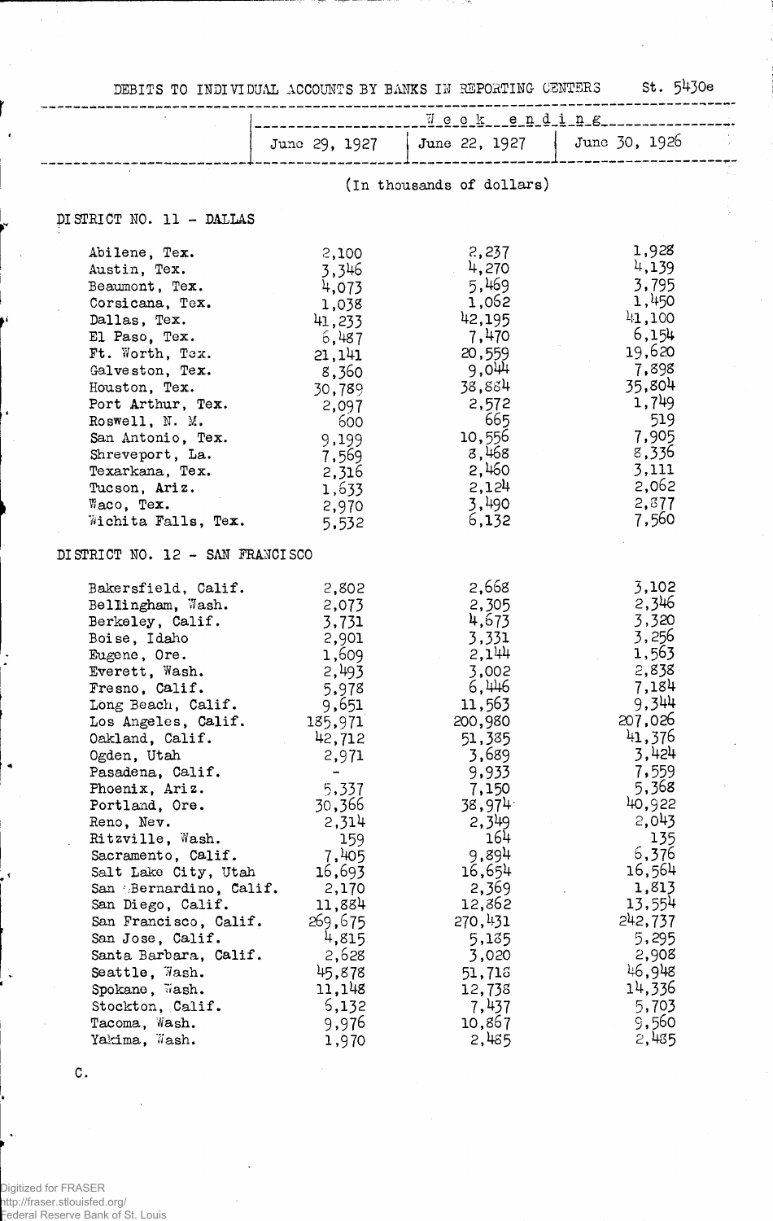DEBITS TO INDIVIDUAL ACCOUNTS BY BANKS IN REPORTING CENTERS St. 5430e

| | Week ending | | |
|---|---|---|---|
| | June 29, 1927 | June 22, 1927 | June 30, 1926 |
| | (In thousands of dollars) | | |
| **DISTRICT NO. 11 - DALLAS** | | | |
| Abilene, Tex. | 2,100 | 2,237 | 1,928 |
| Austin, Tex. | 3,346 | 4,270 | 4,139 |
| Beaumont, Tex. | 4,073 | 5,469 | 3,795 |
| Corsicana, Tex. | 1,038 | 1,062 | 1,450 |
| Dallas, Tex. | 41,233 | 42,195 | 41,100 |
| El Paso, Tex. | 6,487 | 7,470 | 6,154 |
| Ft. Worth, Tex. | 21,141 | 20,559 | 19,620 |
| Galveston, Tex. | 8,360 | 9,044 | 7,898 |
| Houston, Tex. | 30,789 | 38,884 | 35,804 |
| Port Arthur, Tex. | 2,097 | 2,572 | 1,749 |
| Roswell, N. M. | 600 | 665 | 519 |
| San Antonio, Tex. | 9,199 | 10,556 | 7,905 |
| Shreveport, La. | 7,569 | 8,468 | 8,336 |
| Texarkana, Tex. | 2,316 | 2,460 | 3,111 |
| Tucson, Ariz. | 1,633 | 2,124 | 2,062 |
| Waco, Tex. | 2,970 | 3,490 | 2,877 |
| Wichita Falls, Tex. | 5,532 | 6,132 | 7,560 |
| **DISTRICT NO. 12 - SAN FRANCISCO** | | | |
| Bakersfield, Calif. | 2,802 | 2,668 | 3,102 |
| Bellingham, Wash. | 2,073 | 2,305 | 2,346 |
| Berkeley, Calif. | 3,731 | 4,673 | 3,320 |
| Boise, Idaho | 2,901 | 3,331 | 3,256 |
| Eugene, Ore. | 1,609 | 2,144 | 1,563 |
| Everett, Wash. | 2,493 | 3,002 | 2,838 |
| Fresno, Calif. | 5,978 | 6,446 | 7,184 |
| Long Beach, Calif. | 9,651 | 11,563 | 9,344 |
| Los Angeles, Calif. | 185,971 | 200,980 | 207,026 |
| Oakland, Calif. | 42,712 | 51,385 | 41,376 |
| Ogden, Utah | 2,971 | 3,689 | 3,424 |
| Pasadena, Calif. | - | 9,933 | 7,559 |
| Phoenix, Ariz. | 5,337 | 7,150 | 5,368 |
| Portland, Ore. | 30,366 | 38,974 | 40,922 |
| Reno, Nev. | 2,314 | 2,349 | 2,043 |
| Ritzville, Wash. | 159 | 164 | 135 |
| Sacramento, Calif. | 7,405 | 9,894 | 6,376 |
| Salt Lake City, Utah | 16,693 | 16,654 | 16,564 |
| San Bernardino, Calif. | 2,170 | 2,369 | 1,813 |
| San Diego, Calif. | 11,884 | 12,862 | 13,554 |
| San Francisco, Calif. | 269,675 | 270,431 | 242,737 |
| San Jose, Calif. | 4,815 | 5,185 | 5,295 |
| Santa Barbara, Calif. | 2,628 | 3,020 | 2,908 |
| Seattle, Wash. | 45,878 | 51,718 | 46,948 |
| Spokane, Wash. | 11,148 | 12,738 | 14,336 |
| Stockton, Calif. | 6,132 | 7,437 | 5,703 |
| Tacoma, Wash. | 9,976 | 10,867 | 9,560 |
| Yakima, Wash. | 1,970 | 2,485 | 2,485 |

C.